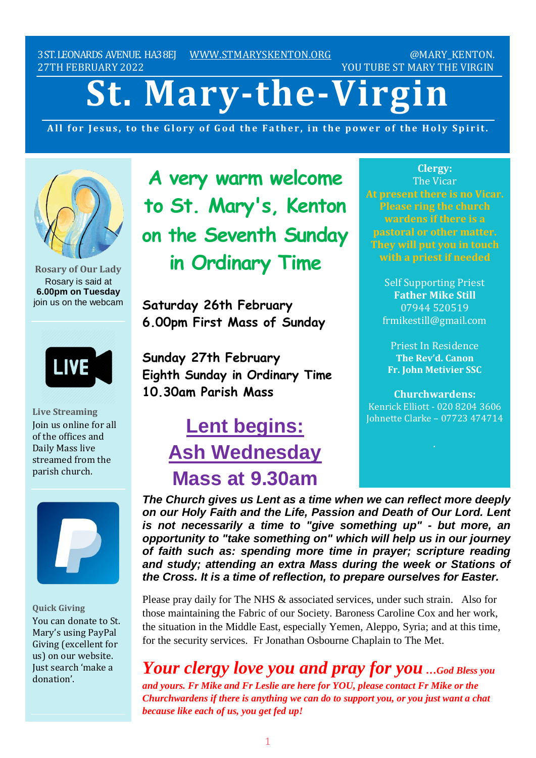3 ST. LEONARDS AVENUE. HA3 8EJ WWW.STMARYSKENTON.ORG @MARY_KENTON.
27TH FEBRUARY 2022 YOU TUBE ST MARY THE VIRGIN

# St. Mary-the-Virgin

**All for Jesus, to the Glory of God the Father, in the power of the Holy Spirit.**

## A very warm welcome to St. Mary's, Kenton on the Seventh Sunday in Ordinary Time

**Saturday 26th February**
**6.00pm First Mass of Sunday**

**Sunday 27th February**
**Eighth Sunday in Ordinary Time**
**10.30am Parish Mass**

## Lent begins: Ash Wednesday Mass at 9.30am

***The Church gives us Lent as a time when we can reflect more deeply on our Holy Faith and the Life, Passion and Death of Our Lord. Lent is not necessarily a time to "give something up" - but more, an opportunity to "take something on" which will help us in our journey of faith such as: spending more time in prayer; scripture reading and study; attending an extra Mass during the week or Stations of the Cross. It is a time of reflection, to prepare ourselves for Easter.***

Please pray daily for The NHS & associated services, under such strain. Also for those maintaining the Fabric of our Society. Baroness Caroline Cox and her work, the situation in the Middle East, especially Yemen, Aleppo, Syria; and at this time, for the security services. Fr Jonathan Osbourne Chaplain to The Met.

***Your clergy love you and pray for you …God Bless you and yours. Fr Mike and Fr Leslie are here for YOU, please contact Fr Mike or the Churchwardens if there is anything we can do to support you, or you just want a chat because like each of us, you get fed up!***

**Clergy:**
The Vicar
**At present there is no Vicar. Please ring the church wardens if there is a pastoral or other matter. They will put you in touch with a priest if needed**

Self Supporting Priest
**Father Mike Still**
07944 520519
frmikestill@gmail.com

Priest In Residence
**The Rev'd. Canon Fr. John Metivier SSC**

**Churchwardens:**
Kenrick Elliott - 020 8204 3606
Johnette Clarke – 07723 474714

**Rosary of Our Lady**
Rosary is said at **6.00pm on Tuesday** join us on the webcam

LIVE

**Live Streaming**
Join us online for all of the offices and Daily Mass live streamed from the parish church.

**Quick Giving**
You can donate to St. Mary's using PayPal Giving (excellent for us) on our website. Just search 'make a donation'.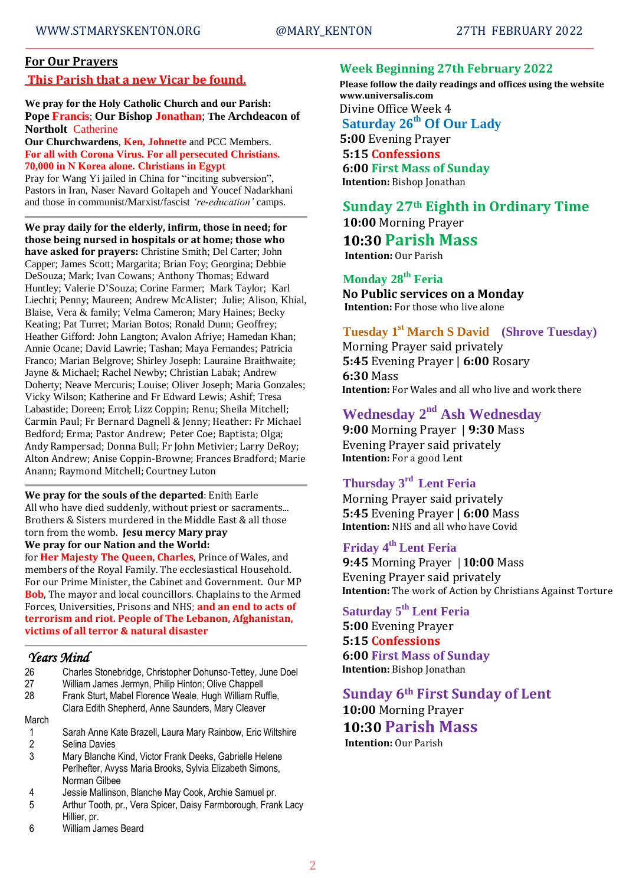## For Our Prayers

**This Parish that a new Vicar be found.**

**We pray for the Holy Catholic Church and our Parish: Pope Francis; Our Bishop Jonathan; The Archdeacon of Northolt** Catherine
**Our Churchwardens**, **Ken, Johnette** and PCC Members.
**For all with Corona Virus. For all persecuted Christians. 70,000 in N Korea alone. Christians in Egypt**
Pray for Wang Yi jailed in China for "inciting subversion", Pastors in Iran, Naser Navard Goltapeh and Youcef Nadarkhani and those in communist/Marxist/fascist *'re-education'* camps.

**We pray daily for the elderly, infirm, those in need; for those being nursed in hospitals or at home; those who have asked for prayers:** Christine Smith; Del Carter; John Capper; James Scott; Margarita; Brian Foy; Georgina; Debbie DeSouza; Mark; Ivan Cowans; Anthony Thomas; Edward Huntley; Valerie D'Souza; Corine Farmer; Mark Taylor; Karl Liechti; Penny; Maureen; Andrew McAlister; Julie; Alison, Khial, Blaise, Vera & family; Velma Cameron; Mary Haines; Becky Keating; Pat Turret; Marian Botos; Ronald Dunn; Geoffrey; Heather Gifford: John Langton; Avalon Afriye; Hamedan Khan; Annie Ocane; David Lawrie; Tashan; Maya Fernandes; Patricia Franco; Marian Belgrove; Shirley Joseph: Lauraine Braithwaite; Jayne & Michael; Rachel Newby; Christian Labak; Andrew Doherty; Neave Mercuris; Louise; Oliver Joseph; Maria Gonzales; Vicky Wilson; Katherine and Fr Edward Lewis; Ashif; Tresa Labastide; Doreen; Errol; Lizz Coppin; Renu; Sheila Mitchell; Carmin Paul; Fr Bernard Dagnell & Jenny; Heather: Fr Michael Bedford; Erma; Pastor Andrew; Peter Coe; Baptista; Olga; Andy Rampersad; Donna Bull; Fr John Metivier; Larry DeRoy; Alton Andrew; Anise Coppin-Browne; Frances Bradford; Marie Anann; Raymond Mitchell; Courtney Luton

**We pray for the souls of the departed**: Enith Earle
All who have died suddenly, without priest or sacraments... Brothers & Sisters murdered in the Middle East & all those torn from the womb. **Jesu mercy Mary pray**
**We pray for our Nation and the World:**
for **Her Majesty The Queen, Charles**, Prince of Wales, and members of the Royal Family. The ecclesiastical Household. For our Prime Minister, the Cabinet and Government. Our MP **Bob**, The mayor and local councillors. Chaplains to the Armed Forces, Universities, Prisons and NHS; **and an end to acts of terrorism and riot. People of The Lebanon, Afghanistan, victims of all terror & natural disaster**

### *Years Mind*

| | |
|---|---|
| 26 | Charles Stonebridge, Christopher Dohunso-Tettey, June Doel |
| 27 | William James Jermyn, Philip Hinton; Olive Chappell |
| 28 | Frank Sturt, Mabel Florence Weale, Hugh William Ruffle, Clara Edith Shepherd, Anne Saunders, Mary Cleaver |
| March | |
| 1 | Sarah Anne Kate Brazell, Laura Mary Rainbow, Eric Wiltshire |
| 2 | Selina Davies |
| 3 | Mary Blanche Kind, Victor Frank Deeks, Gabrielle Helene Perlhefter, Avyss Maria Brooks, Sylvia Elizabeth Simons, Norman Gilbee |
| 4 | Jessie Mallinson, Blanche May Cook, Archie Samuel pr. |
| 5 | Arthur Tooth, pr., Vera Spicer, Daisy Farmborough, Frank Lacy Hillier, pr. |
| 6 | William James Beard |

## Week Beginning 27th February 2022

**Please follow the daily readings and offices using the website www.universalis.com**
Divine Office Week 4

### Saturday 26th Of Our Lady
**5:00** Evening Prayer
**5:15 Confessions**
**6:00 First Mass of Sunday**
**Intention:** Bishop Jonathan

### Sunday 27th Eighth in Ordinary Time
**10:00** Morning Prayer
**10:30 Parish Mass**
**Intention:** Our Parish

### Monday 28th Feria
**No Public services on a Monday**
**Intention:** For those who live alone

### Tuesday 1st March S David (Shrove Tuesday)
Morning Prayer said privately
**5:45** Evening Prayer | **6:00** Rosary
**6:30** Mass
**Intention:** For Wales and all who live and work there

### Wednesday 2nd Ash Wednesday
**9:00** Morning Prayer | **9:30** Mass
Evening Prayer said privately
**Intention:** For a good Lent

### Thursday 3rd Lent Feria
Morning Prayer said privately
**5:45** Evening Prayer **| 6:00** Mass
**Intention:** NHS and all who have Covid

### Friday 4th Lent Feria
**9:45** Morning Prayer | **10:00** Mass
Evening Prayer said privately
**Intention:** The work of Action by Christians Against Torture

### Saturday 5th Lent Feria
**5:00** Evening Prayer
**5:15 Confessions**
**6:00 First Mass of Sunday**
**Intention:** Bishop Jonathan

### Sunday 6th First Sunday of Lent
**10:00** Morning Prayer
**10:30 Parish Mass**
**Intention:** Our Parish